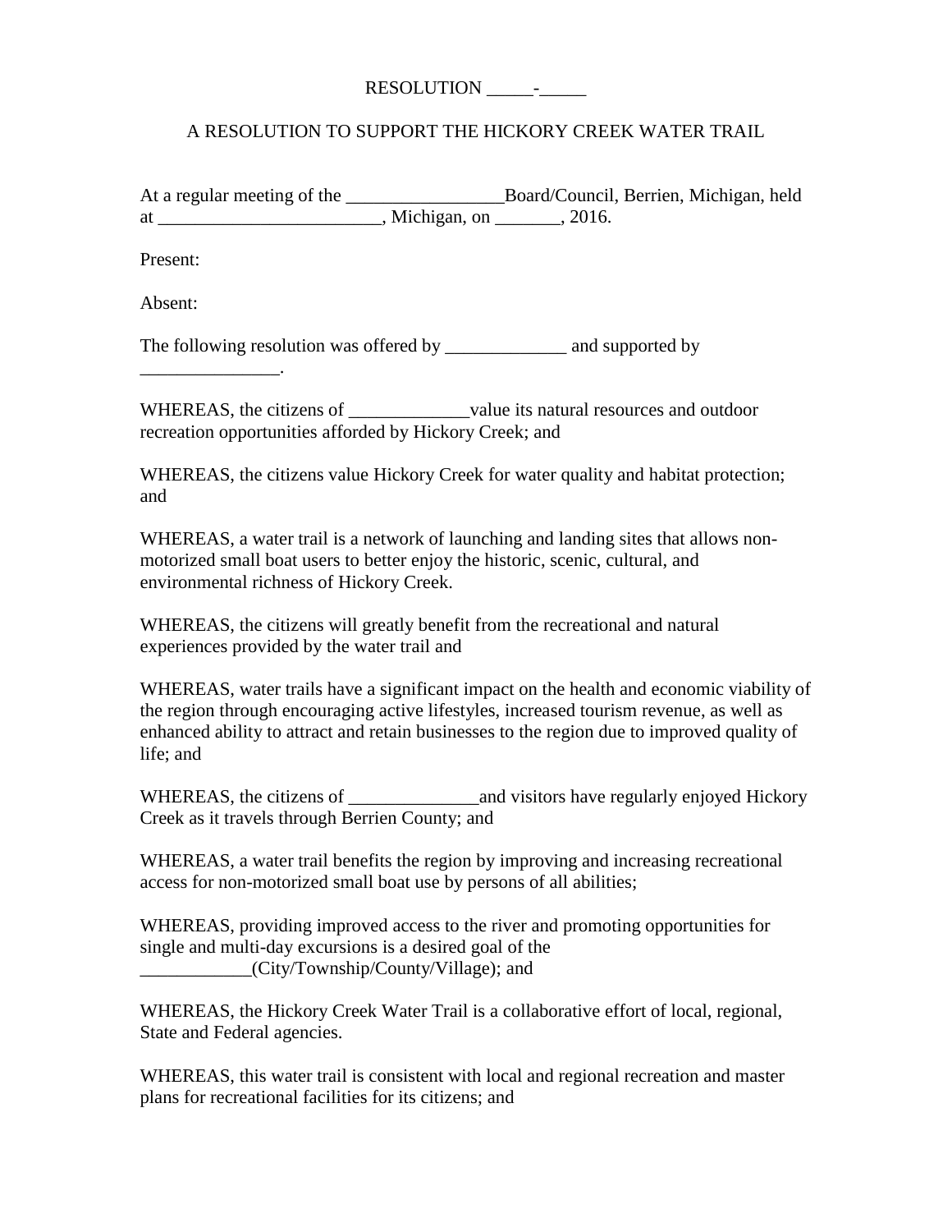RESOLUTION _____-_____

A RESOLUTION TO SUPPORT THE HICKORY CREEK WATER TRAIL

At a regular meeting of the _________________Board/Council, Berrien, Michigan, held at ________________________, Michigan, on _______, 2016.

Present:

Absent:

The following resolution was offered by _____________ and supported by _______________.

WHEREAS, the citizens of _____________value its natural resources and outdoor recreation opportunities afforded by Hickory Creek; and

WHEREAS, the citizens value Hickory Creek for water quality and habitat protection; and

WHEREAS, a water trail is a network of launching and landing sites that allows non-motorized small boat users to better enjoy the historic, scenic, cultural, and environmental richness of Hickory Creek.

WHEREAS, the citizens will greatly benefit from the recreational and natural experiences provided by the water trail and

WHEREAS, water trails have a significant impact on the health and economic viability of the region through encouraging active lifestyles, increased tourism revenue, as well as enhanced ability to attract and retain businesses to the region due to improved quality of life; and

WHEREAS, the citizens of ______________and visitors have regularly enjoyed Hickory Creek as it travels through Berrien County; and

WHEREAS, a water trail benefits the region by improving and increasing recreational access for non-motorized small boat use by persons of all abilities;

WHEREAS, providing improved access to the river and promoting opportunities for single and multi-day excursions is a desired goal of the ____________(City/Township/County/Village); and

WHEREAS, the Hickory Creek Water Trail is a collaborative effort of local, regional, State and Federal agencies.

WHEREAS, this water trail is consistent with local and regional recreation and master plans for recreational facilities for its citizens; and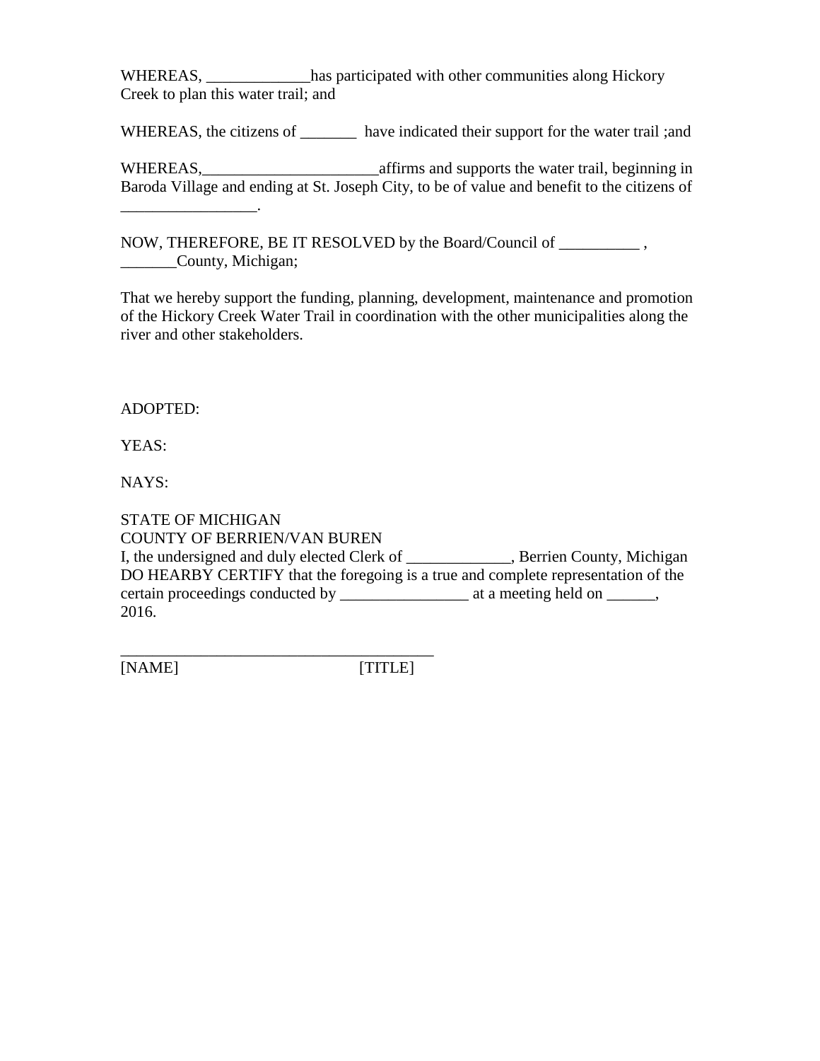WHEREAS, _____________has participated with other communities along Hickory Creek to plan this water trail; and

WHEREAS, the citizens of _______ have indicated their support for the water trail ;and

WHEREAS,______________________affirms and supports the water trail, beginning in Baroda Village and ending at St. Joseph City, to be of value and benefit to the citizens of _________________.

NOW, THEREFORE, BE IT RESOLVED by the Board/Council of __________ , _______County, Michigan;

That we hereby support the funding, planning, development, maintenance and promotion of the Hickory Creek Water Trail in coordination with the other municipalities along the river and other stakeholders.

ADOPTED:

YEAS:

NAYS:

STATE OF MICHIGAN
COUNTY OF BERRIEN/VAN BUREN
I, the undersigned and duly elected Clerk of _____________, Berrien County, Michigan DO HEARBY CERTIFY that the foregoing is a true and complete representation of the certain proceedings conducted by ________________ at a meeting held on ______, 2016.

_______________________________________
[NAME] [TITLE]